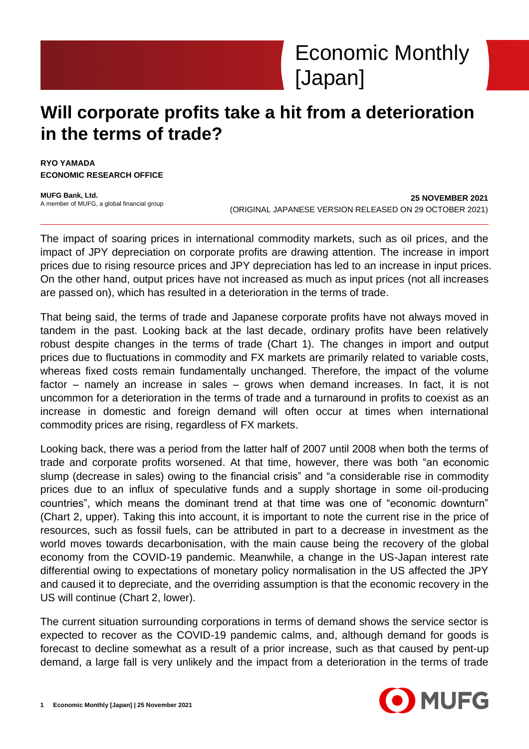# Economic Monthly [Japan]

## Will corporate profits take a hit from a deterioration in the terms of trade?

**RYO YAMADA**
**ECONOMIC RESEARCH OFFICE**

**MUFG Bank, Ltd.**
A member of MUFG, a global financial group

**25 NOVEMBER 2021**
(ORIGINAL JAPANESE VERSION RELEASED ON 29 OCTOBER 2021)

---

The impact of soaring prices in international commodity markets, such as oil prices, and the impact of JPY depreciation on corporate profits are drawing attention. The increase in import prices due to rising resource prices and JPY depreciation has led to an increase in input prices. On the other hand, output prices have not increased as much as input prices (not all increases are passed on), which has resulted in a deterioration in the terms of trade.

That being said, the terms of trade and Japanese corporate profits have not always moved in tandem in the past. Looking back at the last decade, ordinary profits have been relatively robust despite changes in the terms of trade (Chart 1). The changes in import and output prices due to fluctuations in commodity and FX markets are primarily related to variable costs, whereas fixed costs remain fundamentally unchanged. Therefore, the impact of the volume factor – namely an increase in sales – grows when demand increases. In fact, it is not uncommon for a deterioration in the terms of trade and a turnaround in profits to coexist as an increase in domestic and foreign demand will often occur at times when international commodity prices are rising, regardless of FX markets.

Looking back, there was a period from the latter half of 2007 until 2008 when both the terms of trade and corporate profits worsened. At that time, however, there was both "an economic slump (decrease in sales) owing to the financial crisis" and "a considerable rise in commodity prices due to an influx of speculative funds and a supply shortage in some oil-producing countries", which means the dominant trend at that time was one of "economic downturn" (Chart 2, upper). Taking this into account, it is important to note the current rise in the price of resources, such as fossil fuels, can be attributed in part to a decrease in investment as the world moves towards decarbonisation, with the main cause being the recovery of the global economy from the COVID-19 pandemic. Meanwhile, a change in the US-Japan interest rate differential owing to expectations of monetary policy normalisation in the US affected the JPY and caused it to depreciate, and the overriding assumption is that the economic recovery in the US will continue (Chart 2, lower).

The current situation surrounding corporations in terms of demand shows the service sector is expected to recover as the COVID-19 pandemic calms, and, although demand for goods is forecast to decline somewhat as a result of a prior increase, such as that caused by pent-up demand, a large fall is very unlikely and the impact from a deterioration in the terms of trade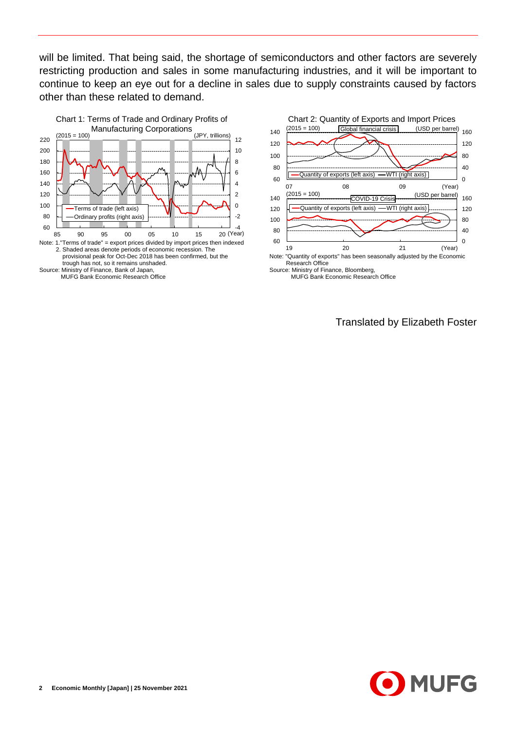will be limited. That being said, the shortage of semiconductors and other factors are severely restricting production and sales in some manufacturing industries, and it will be important to continue to keep an eye out for a decline in sales due to supply constraints caused by factors other than these related to demand.

Chart 1: Terms of Trade and Ordinary Profits of Manufacturing Corporations

Note: 1."Terms of trade" = export prices divided by import prices then indexed
2. Shaded areas denote periods of economic recession. The provisional peak for Oct-Dec 2018 has been confirmed, but the trough has not, so it remains unshaded.

Source: Ministry of Finance, Bank of Japan, MUFG Bank Economic Research Office

Chart 2: Quantity of Exports and Import Prices

Note: "Quantity of exports" has been seasonally adjusted by the Economic Research Office

Source: Ministry of Finance, Bloomberg, MUFG Bank Economic Research Office

Translated by Elizabeth Foster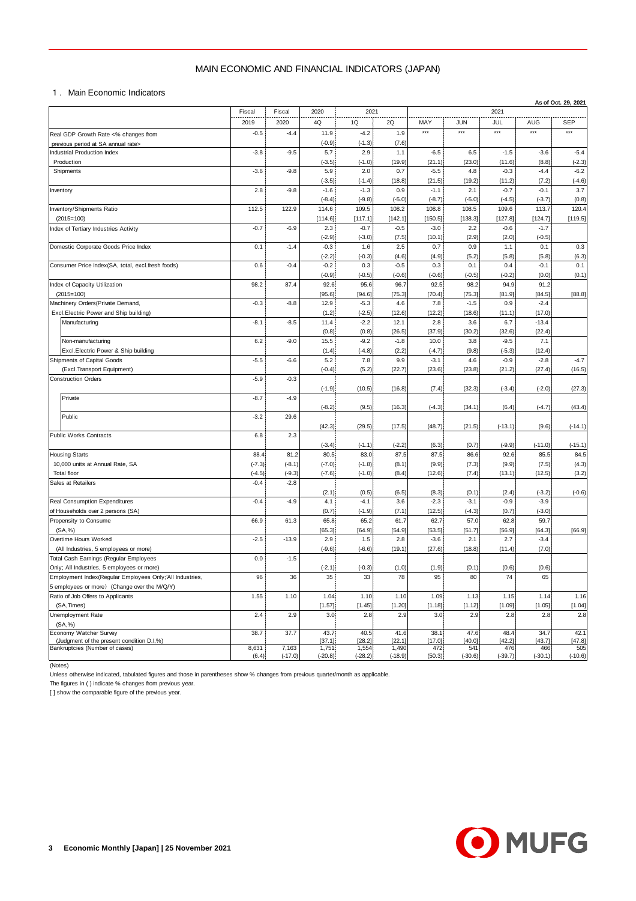# MAIN ECONOMIC AND FINANCIAL INDICATORS (JAPAN)

## 1 . Main Economic Indicators

As of Oct. 29, 2021

| | Fiscal 2019 | Fiscal 2020 | 2020 4Q | 2021 1Q | 2021 2Q | 2021 MAY | 2021 JUN | 2021 JUL | 2021 AUG | 2021 SEP |
|---|---|---|---|---|---|---|---|---|---|---|
| Real GDP Growth Rate <% changes from previous period at SA annual rate> | -0.5 | -4.4 | 11.9 | -4.2 | 1.9 | *** | *** | *** | *** | *** |
| | | | (-0.9) | (-1.3) | (7.6) | | | | | |
| Industrial Production Index | -3.8 | -9.5 | 5.7 | 2.9 | 1.1 | -6.5 | 6.5 | -1.5 | -3.6 | -5.4 |
| Production | | | (-3.5) | (-1.0) | (19.9) | (21.1) | (23.0) | (11.6) | (8.8) | (-2.3) |
| Shipments | -3.6 | -9.8 | 5.9 | 2.0 | 0.7 | -5.5 | 4.8 | -0.3 | -4.4 | -6.2 |
| | | | (-3.5) | (-1.4) | (18.8) | (21.5) | (19.2) | (11.2) | (7.2) | (-4.6) |
| Inventory | 2.8 | -9.8 | -1.6 | -1.3 | 0.9 | -1.1 | 2.1 | -0.7 | -0.1 | 3.7 |
| | | | (-8.4) | (-9.8) | (-5.0) | (-8.7) | (-5.0) | (-4.5) | (-3.7) | (0.8) |
| Inventory/Shipments Ratio (2015=100) | 112.5 | 122.9 | 114.6 | 109.5 | 108.2 | 108.8 | 108.5 | 109.6 | 113.7 | 120.4 |
| | | | [114.6] | [117.1] | [142.1] | [150.5] | [138.3] | [127.8] | [124.7] | [119.5] |
| Index of Tertiary Industries Activity | -0.7 | -6.9 | 2.3 | -0.7 | -0.5 | -3.0 | 2.2 | -0.6 | -1.7 | |
| | | | (-2.9) | (-3.0) | (7.5) | (10.1) | (2.9) | (2.0) | (-0.5) | |
| Domestic Corporate Goods Price Index | 0.1 | -1.4 | -0.3 | 1.6 | 2.5 | 0.7 | 0.9 | 1.1 | 0.1 | 0.3 |
| | | | (-2.2) | (-0.3) | (4.6) | (4.9) | (5.2) | (5.8) | (5.8) | (6.3) |
| Consumer Price Index(SA, total, excl.fresh foods) | 0.6 | -0.4 | -0.2 | 0.3 | -0.5 | 0.3 | 0.1 | 0.4 | -0.1 | 0.1 |
| | | | (-0.9) | (-0.5) | (-0.6) | (-0.6) | (-0.5) | (-0.2) | (0.0) | (0.1) |
| Index of Capacity Utilization (2015=100) | 98.2 | 87.4 | 92.6 | 95.6 | 96.7 | 92.5 | 98.2 | 94.9 | 91.2 | |
| | | | [95.6] | [94.6] | [75.3] | [70.4] | [75.3] | [81.9] | [84.5] | [88.8] |
| Machinery Orders(Private Demand, Excl.Electric Power and Ship building) | -0.3 | -8.8 | 12.9 | -5.3 | 4.6 | 7.8 | -1.5 | 0.9 | -2.4 | |
| | | | (1.2) | (-2.5) | (12.6) | (12.2) | (18.6) | (11.1) | (17.0) | |
| Manufacturing | -8.1 | -8.5 | 11.4 | -2.2 | 12.1 | 2.8 | 3.6 | 6.7 | -13.4 | |
| | | | (0.8) | (0.8) | (26.5) | (37.9) | (30.2) | (32.6) | (22.4) | |
| Non-manufacturing Excl.Electric Power & Ship building | 6.2 | -9.0 | 15.5 | -9.2 | -1.8 | 10.0 | 3.8 | -9.5 | 7.1 | |
| | | | (1.4) | (-4.8) | (2.2) | (-4.7) | (9.8) | (-5.3) | (12.4) | |
| Shipments of Capital Goods (Excl.Transport Equipment) | -5.5 | -6.6 | 5.2 | 7.8 | 9.9 | -3.1 | 4.6 | -0.9 | -2.8 | -4.7 |
| | | | (-0.4) | (5.2) | (22.7) | (23.6) | (23.8) | (21.2) | (27.4) | (16.5) |
| Construction Orders | -5.9 | -0.3 | | | | | | | | |
| | | | (-1.9) | (10.5) | (16.8) | (7.4) | (32.3) | (-3.4) | (-2.0) | (27.3) |
| Private | -8.7 | -4.9 | | | | | | | | |
| | | | (-8.2) | (9.5) | (16.3) | (-4.3) | (34.1) | (6.4) | (-4.7) | (43.4) |
| Public | -3.2 | 29.6 | | | | | | | | |
| | | | (42.3) | (29.5) | (17.5) | (48.7) | (21.5) | (-13.1) | (9.6) | (-14.1) |
| Public Works Contracts | 6.8 | 2.3 | | | | | | | | |
| | | | (-3.4) | (-1.1) | (-2.2) | (6.3) | (0.7) | (-9.9) | (-11.0) | (-15.1) |
| Housing Starts 10,000 units at Annual Rate, SA | 88.4 | 81.2 | 80.5 | 83.0 | 87.5 | 87.5 | 86.6 | 92.6 | 85.5 | 84.5 |
| | (-7.3) | (-8.1) | (-7.0) | (-1.8) | (8.1) | (9.9) | (7.3) | (9.9) | (7.5) | (4.3) |
| Total floor | (-4.5) | (-9.3) | (-7.6) | (-1.0) | (8.4) | (12.6) | (7.4) | (13.1) | (12.5) | (3.2) |
| Sales at Retailers | -0.4 | -2.8 | | | | | | | | |
| | | | (2.1) | (0.5) | (6.5) | (8.3) | (0.1) | (2.4) | (-3.2) | (-0.6) |
| Real Consumption Expenditures of Households over 2 persons (SA) | -0.4 | -4.9 | 4.1 | -4.1 | 3.6 | -2.3 | -3.1 | -0.9 | -3.9 | |
| | | | (0.7) | (-1.9) | (7.1) | (12.5) | (-4.3) | (0.7) | (-3.0) | |
| Propensity to Consume (SA,%) | 66.9 | 61.3 | 65.8 | 65.2 | 61.7 | 62.7 | 57.0 | 62.8 | 59.7 | |
| | | | [65.3] | [64.9] | [54.9] | [53.5] | [51.7] | [56.9] | [64.3] | [66.9] |
| Overtime Hours Worked (All Industries, 5 employees or more) | -2.5 | -13.9 | 2.9 | 1.5 | 2.8 | -3.6 | 2.1 | 2.7 | -3.4 | |
| | | | (-9.6) | (-6.6) | (19.1) | (27.6) | (18.8) | (11.4) | (7.0) | |
| Total Cash Earnings (Regular Employees Only; All Industries, 5 employees or more) | 0.0 | -1.5 | | | | | | | | |
| | | | (-2.1) | (-0.3) | (1.0) | (1.9) | (0.1) | (0.6) | (0.6) | |
| Employment Index(Regular Employees Only;All Industries, 5 employees or more) (Change over the M/Q/Y) | 96 | 36 | 35 | 33 | 78 | 95 | 80 | 74 | 65 | |
| Ratio of Job Offers to Applicants (SA,Times) | 1.55 | 1.10 | 1.04 | 1.10 | 1.10 | 1.09 | 1.13 | 1.15 | 1.14 | 1.16 |
| | | | [1.57] | [1.45] | [1.20] | [1.18] | [1.12] | [1.09] | [1.05] | [1.04] |
| Unemployment Rate (SA,%) | 2.4 | 2.9 | 3.0 | 2.8 | 2.9 | 3.0 | 2.9 | 2.8 | 2.8 | 2.8 |
| Economy Watcher Survey (Judgment of the present condition D.I,%) | 38.7 | 37.7 | 43.7 | 40.5 | 41.6 | 38.1 | 47.6 | 48.4 | 34.7 | 42.1 |
| | | | [37.1] | [28.2] | [22.1] | [17.0] | [40.0] | [42.2] | [43.7] | [47.8] |
| Bankruptcies (Number of cases) | 8,631 | 7,163 | 1,751 | 1,554 | 1,490 | 472 | 541 | 476 | 466 | 505 |
| | (6.4) | (-17.0) | (-20.8) | (-28.2) | (-18.9) | (50.3) | (-30.6) | (-39.7) | (-30.1) | (-10.6) |

(Notes)

Unless otherwise indicated, tabulated figures and those in parentheses show % changes from previous quarter/month as applicable.

The figures in ( ) indicate % changes from previous year.

[ ] show the comparable figure of the previous year.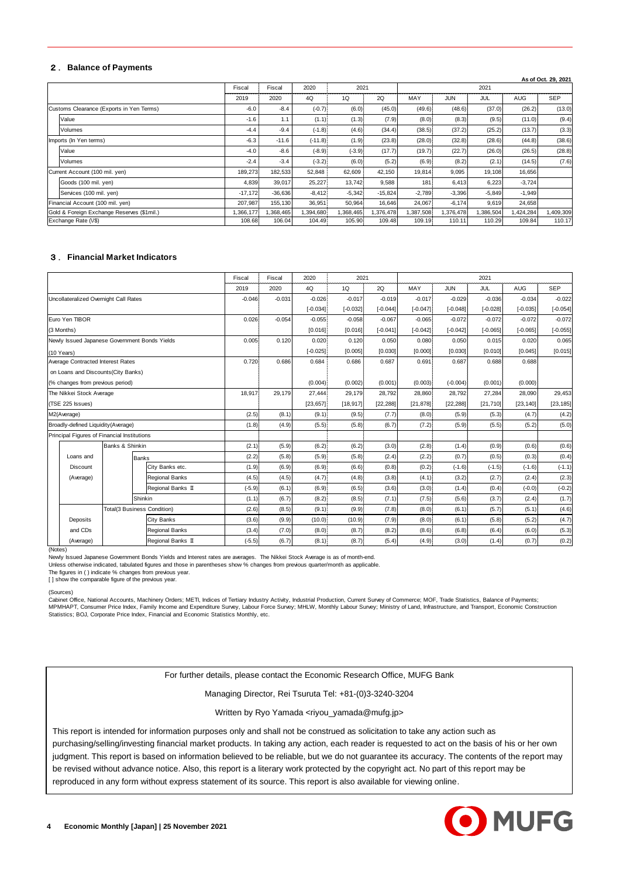## 2. Balance of Payments

As of Oct. 29, 2021

| | Fiscal | Fiscal | 2020 | 2021 | | 2021 | | | | |
|---|---|---|---|---|---|---|---|---|---|---|
| | 2019 | 2020 | 4Q | 1Q | 2Q | MAY | JUN | JUL | AUG | SEP |
| Customs Clearance (Exports in Yen Terms) | -6.0 | -8.4 | (-0.7) | (6.0) | (45.0) | (49.6) | (48.6) | (37.0) | (26.2) | (13.0) |
| Value | -1.6 | 1.1 | (1.1) | (1.3) | (7.9) | (8.0) | (8.3) | (9.5) | (11.0) | (9.4) |
| Volumes | -4.4 | -9.4 | (-1.8) | (4.6) | (34.4) | (38.5) | (37.2) | (25.2) | (13.7) | (3.3) |
| Imports (In Yen terms) | -6.3 | -11.6 | (-11.8) | (1.9) | (23.8) | (28.0) | (32.8) | (28.6) | (44.8) | (38.6) |
| Value | -4.0 | -8.6 | (-8.9) | (-3.9) | (17.7) | (19.7) | (22.7) | (26.0) | (26.5) | (28.8) |
| Volumes | -2.4 | -3.4 | (-3.2) | (6.0) | (5.2) | (6.9) | (8.2) | (2.1) | (14.5) | (7.6) |
| Current Account (100 mil. yen) | 189,273 | 182,533 | 52,848 | 62,609 | 42,150 | 19,814 | 9,095 | 19,108 | 16,656 | |
| Goods (100 mil. yen) | 4,839 | 39,017 | 25,227 | 13,742 | 9,588 | 181 | 6,413 | 6,223 | -3,724 | |
| Services (100 mil. yen) | -17,172 | -36,636 | -8,412 | -5,342 | -15,824 | -2,789 | -3,396 | -5,849 | -1,949 | |
| Financial Account (100 mil. yen) | 207,987 | 155,130 | 36,951 | 50,964 | 16,646 | 24,067 | -6,174 | 9,619 | 24,658 | |
| Gold & Foreign Exchange Reserves ($1mil.) | 1,366,177 | 1,368,465 | 1,394,680 | 1,368,465 | 1,376,478 | 1,387,508 | 1,376,478 | 1,386,504 | 1,424,284 | 1,409,309 |
| Exchange Rate (\/$) | 108.68 | 106.04 | 104.49 | 105.90 | 109.48 | 109.19 | 110.11 | 110.29 | 109.84 | 110.17 |

## 3. Financial Market Indicators

| | | | | Fiscal | Fiscal | 2020 | 2021 | | 2021 | | | | |
|---|---|---|---|---|---|---|---|---|---|---|---|---|---|
| | | | | 2019 | 2020 | 4Q | 1Q | 2Q | MAY | JUN | JUL | AUG | SEP |
| Uncollateralized Overnight Call Rates | | | | -0.046 | -0.031 | -0.026 | -0.017 | -0.019 | -0.017 | -0.029 | -0.036 | -0.034 | -0.022 |
| | | | | | | [-0.034] | [-0.032] | [-0.044] | [-0.047] | [-0.048] | [-0.028] | [-0.035] | [-0.054] |
| Euro Yen TIBOR | | | | 0.026 | -0.054 | -0.055 | -0.058 | -0.067 | -0.065 | -0.072 | -0.072 | -0.072 | -0.072 |
| (3 Months) | | | | | | [0.016] | [0.016] | [-0.041] | [-0.042] | [-0.042] | [-0.065] | [-0.065] | [-0.055] |
| Newly Issued Japanese Government Bonds Yields | | | | 0.005 | 0.120 | 0.020 | 0.120 | 0.050 | 0.080 | 0.050 | 0.015 | 0.020 | 0.065 |
| (10 Years) | | | | | | [-0.025] | [0.005] | [0.030] | [0.000] | [0.030] | [0.010] | [0.045] | [0.015] |
| Average Contracted Interest Rates | | | | 0.720 | 0.686 | 0.684 | 0.686 | 0.687 | 0.691 | 0.687 | 0.688 | 0.688 | |
| on Loans and Discounts(City Banks) | | | | | | | | | | | | | |
| (% changes from previous period) | | | | | | (0.004) | (0.002) | (0.001) | (0.003) | (-0.004) | (0.001) | (0.000) | |
| The Nikkei Stock Average | | | | 18,917 | 29,179 | 27,444 | 29,179 | 28,792 | 28,860 | 28,792 | 27,284 | 28,090 | 29,453 |
| (TSE 225 Issues) | | | | | | [23,657] | [18,917] | [22,288] | [21,878] | [22,288] | [21,710] | [23,140] | [23,185] |
| M2(Average) | | | | (2.5) | (8.1) | (9.1) | (9.5) | (7.7) | (8.0) | (5.9) | (5.3) | (4.7) | (4.2) |
| Broadly-defined Liquidity(Average) | | | | (1.8) | (4.9) | (5.5) | (5.8) | (6.7) | (7.2) | (5.9) | (5.5) | (5.2) | (5.0) |
| Principal Figures of Financial Institutions | | | | | | | | | | | | | |
| | Banks & Shinkin | | | (2.1) | (5.9) | (6.2) | (6.2) | (3.0) | (2.8) | (1.4) | (0.9) | (0.6) | (0.6) |
| Loans and | | Banks | | (2.2) | (5.8) | (5.9) | (5.8) | (2.4) | (2.2) | (0.7) | (0.5) | (0.3) | (0.4) |
| Discount | | | City Banks etc. | (1.9) | (6.9) | (6.9) | (6.6) | (0.8) | (0.2) | (-1.6) | (-1.5) | (-1.6) | (-1.1) |
| (Average) | | | Regional Banks | (4.5) | (4.5) | (4.7) | (4.8) | (3.8) | (4.1) | (3.2) | (2.7) | (2.4) | (2.3) |
| | | | Regional Banks II | (-5.9) | (6.1) | (6.9) | (6.5) | (3.6) | (3.0) | (1.4) | (0.4) | (-0.0) | (-0.2) |
| | | Shinkin | | (1.1) | (6.7) | (8.2) | (8.5) | (7.1) | (7.5) | (5.6) | (3.7) | (2.4) | (1.7) |
| | Total(3 Business Condition) | | | (2.6) | (8.5) | (9.1) | (9.9) | (7.8) | (8.0) | (6.1) | (5.7) | (5.1) | (4.6) |
| Deposits | | | City Banks | (3.6) | (9.9) | (10.0) | (10.9) | (7.9) | (8.0) | (6.1) | (5.8) | (5.2) | (4.7) |
| and CDs | | | Regional Banks | (3.4) | (7.0) | (8.0) | (8.7) | (8.2) | (8.6) | (6.8) | (6.4) | (6.0) | (5.3) |
| (Average) | | | Regional Banks II | (-5.5) | (6.7) | (8.1) | (8.7) | (5.4) | (4.9) | (3.0) | (1.4) | (0.7) | (0.2) |

(Notes)

Newly Issued Japanese Government Bonds Yields and Interest rates are averages. The Nikkei Stock Average is as of month-end.

Unless otherwise indicated, tabulated figures and those in parentheses show % changes from previous quarter/month as applicable.

The figures in ( ) indicate % changes from previous year.

[ ] show the comparable figure of the previous year.

(Sources)

Cabinet Office, National Accounts, Machinery Orders; METI, Indices of Tertiary Industry Activity, Industrial Production, Current Survey of Commerce; MOF, Trade Statistics, Balance of Payments; MPMHAPT, Consumer Price Index, Family Income and Expenditure Survey, Labour Force Survey; MHLW, Monthly Labour Survey; Ministry of Land, Infrastructure, and Transport, Economic Construction Statistics; BOJ, Corporate Price Index, Financial and Economic Statistics Monthly, etc.

For further details, please contact the Economic Research Office, MUFG Bank

Managing Director, Rei Tsuruta Tel: +81-(0)3-3240-3204

Written by Ryo Yamada <riyou_yamada@mufg.jp>

This report is intended for information purposes only and shall not be construed as solicitation to take any action such as purchasing/selling/investing financial market products. In taking any action, each reader is requested to act on the basis of his or her own judgment. This report is based on information believed to be reliable, but we do not guarantee its accuracy. The contents of the report may be revised without advance notice. Also, this report is a literary work protected by the copyright act. No part of this report may be reproduced in any form without express statement of its source. This report is also available for viewing online.